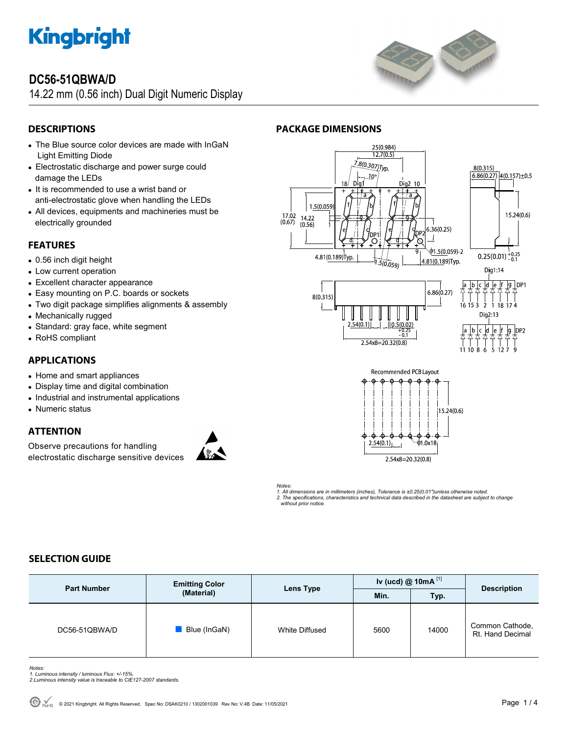# DC56-51QBWA/D

14.22 mm (0.56 inch) Dual Digit Numeric Display

## DESCRIPTIONS

- The Blue source color devices are made with InGaN Light Emitting Diode
- Electrostatic discharge and power surge could damage the LEDs
- It is recommended to use a wrist band or anti-electrostatic glove when handling the LEDs
- All devices, equipments and machineries must be electrically grounded

## FEATURES

- 0.56 inch digit height
- Low current operation
- Excellent character appearance
- Easy mounting on P.C. boards or sockets
- Two digit package simplifies alignments & assembly
- Mechanically rugged
- Standard: gray face, white segment
- RoHS compliant

## APPLICATIONS

- Home and smart appliances
- Display time and digital combination
- Industrial and instrumental applications
- Numeric status

## ATTENTION

Observe precautions for handling electrostatic discharge sensitive devices

## PACKAGE DIMENSIONS

Recommended PCB Layout

*Notes:*
*1. All dimensions are in millimeters (inches), Tolerance is ±0.25(0.01")unless otherwise noted.*
*2. The specifications, characteristics and technical data described in the datasheet are subject to change without prior notice.*

## SELECTION GUIDE

| Part Number | Emitting Color (Material) | Lens Type | Iv (ucd) @ 10mA [1] | | Description |
|---|---|---|---|---|---|
| | | | Min. | Typ. | |
| DC56-51QBWA/D | Blue (InGaN) | White Diffused | 5600 | 14000 | Common Cathode, Rt. Hand Decimal |

*Notes:*
*1. Luminous intensity / luminous Flux: +/-15%.*
*2.Luminous intensity value is traceable to CIE127-2007 standards.*

© 2021 Kingbright. All Rights Reserved. Spec No: DSAK0210 / 1302001039 Rev No: V.4B Date: 11/05/2021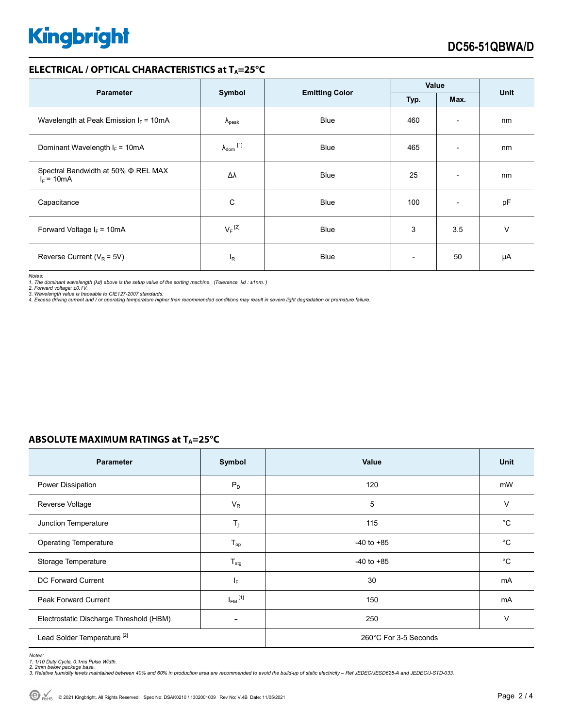## ELECTRICAL / OPTICAL CHARACTERISTICS at $T_A$=25°C

| Parameter | Symbol | Emitting Color | Value | | Unit |
|---|---|---|---|---|---|
| | | | Typ. | Max. | |
| Wavelength at Peak Emission $I_F$ = 10mA | $\lambda_{peak}$ | Blue | 460 | - | nm |
| Dominant Wavelength $I_F$ = 10mA | $\lambda_{dom}$ [1] | Blue | 465 | - | nm |
| Spectral Bandwidth at 50% Φ REL MAX $I_F$ = 10mA | Δλ | Blue | 25 | - | nm |
| Capacitance | C | Blue | 100 | - | pF |
| Forward Voltage $I_F$ = 10mA | $V_F$ [2] | Blue | 3 | 3.5 | V |
| Reverse Current ($V_R$ = 5V) | $I_R$ | Blue | - | 50 | μA |

*Notes:*
*1. The dominant wavelength (λd) above is the setup value of the sorting machine. (Tolerance λd : ±1nm. )*
*2. Forward voltage: ±0.1V.*
*3. Wavelength value is traceable to CIE127-2007 standards.*
*4. Excess driving current and / or operating temperature higher than recommended conditions may result in severe light degradation or premature failure.*

## ABSOLUTE MAXIMUM RATINGS at $T_A$=25°C

| Parameter | Symbol | Value | Unit |
|---|---|---|---|
| Power Dissipation | $P_D$ | 120 | mW |
| Reverse Voltage | $V_R$ | 5 | V |
| Junction Temperature | $T_j$ | 115 | °C |
| Operating Temperature | $T_{op}$ | -40 to +85 | °C |
| Storage Temperature | $T_{stg}$ | -40 to +85 | °C |
| DC Forward Current | $I_F$ | 30 | mA |
| Peak Forward Current | $I_{FM}$ [1] | 150 | mA |
| Electrostatic Discharge Threshold (HBM) | - | 250 | V |
| Lead Solder Temperature [2] | | 260°C For 3-5 Seconds | |

*Notes:*
*1. 1/10 Duty Cycle, 0.1ms Pulse Width.*
*2. 2mm below package base.*
*3. Relative humidity levels maintained between 40% and 60% in production area are recommended to avoid the build-up of static electricity – Ref JEDEC/JESD625-A and JEDEC/J-STD-033.*

© 2021 Kingbright. All Rights Reserved. Spec No: DSAK0210 / 1302001039 Rev No: V.4B Date: 11/05/2021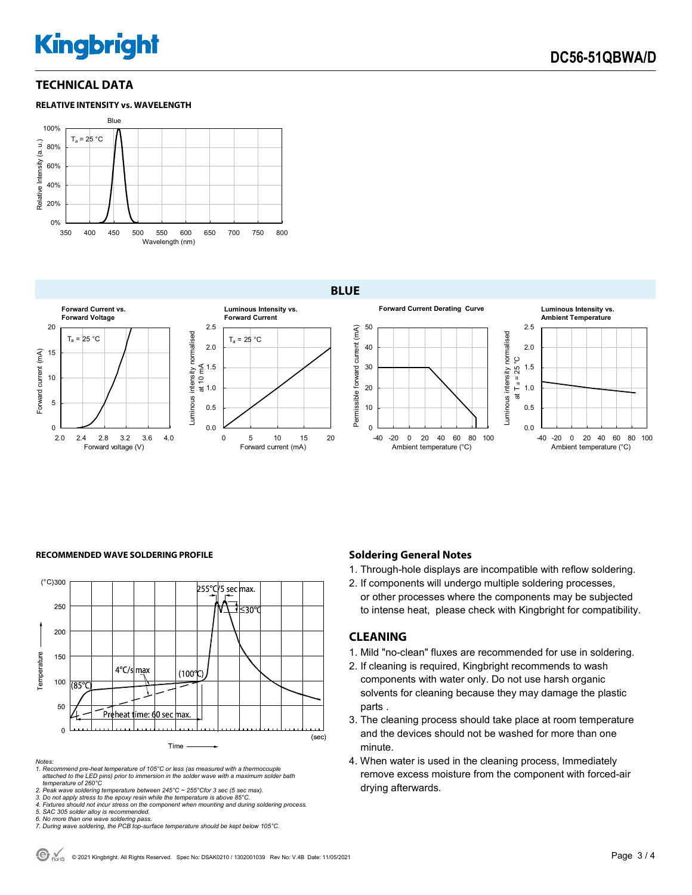## TECHNICAL DATA

### RELATIVE INTENSITY vs. WAVELENGTH

## BLUE

Forward Current vs. Forward Voltage

Luminous Intensity vs. Forward Current

Forward Current Derating Curve

Luminous Intensity vs. Ambient Temperature

### RECOMMENDED WAVE SOLDERING PROFILE

*Notes:*

*1. Recommend pre-heat temperature of 105°C or less (as measured with a thermocouple attached to the LED pins) prior to immersion in the solder wave with a maximum solder bath temperature of 260°C*

*2. Peak wave soldering temperature between 245°C ~ 255°Cfor 3 sec (5 sec max).*

*3. Do not apply stress to the epoxy resin while the temperature is above 85°C.*

*4. Fixtures should not incur stress on the component when mounting and during soldering process.*

*5. SAC 305 solder alloy is recommended.*

*6. No more than one wave soldering pass.*

*7. During wave soldering, the PCB top-surface temperature should be kept below 105°C.*

### Soldering General Notes

1. Through-hole displays are incompatible with reflow soldering.
2. If components will undergo multiple soldering processes, or other processes where the components may be subjected to intense heat, please check with Kingbright for compatibility.

## CLEANING

1. Mild "no-clean" fluxes are recommended for use in soldering.
2. If cleaning is required, Kingbright recommends to wash components with water only. Do not use harsh organic solvents for cleaning because they may damage the plastic parts .
3. The cleaning process should take place at room temperature and the devices should not be washed for more than one minute.
4. When water is used in the cleaning process, Immediately remove excess moisture from the component with forced-air drying afterwards.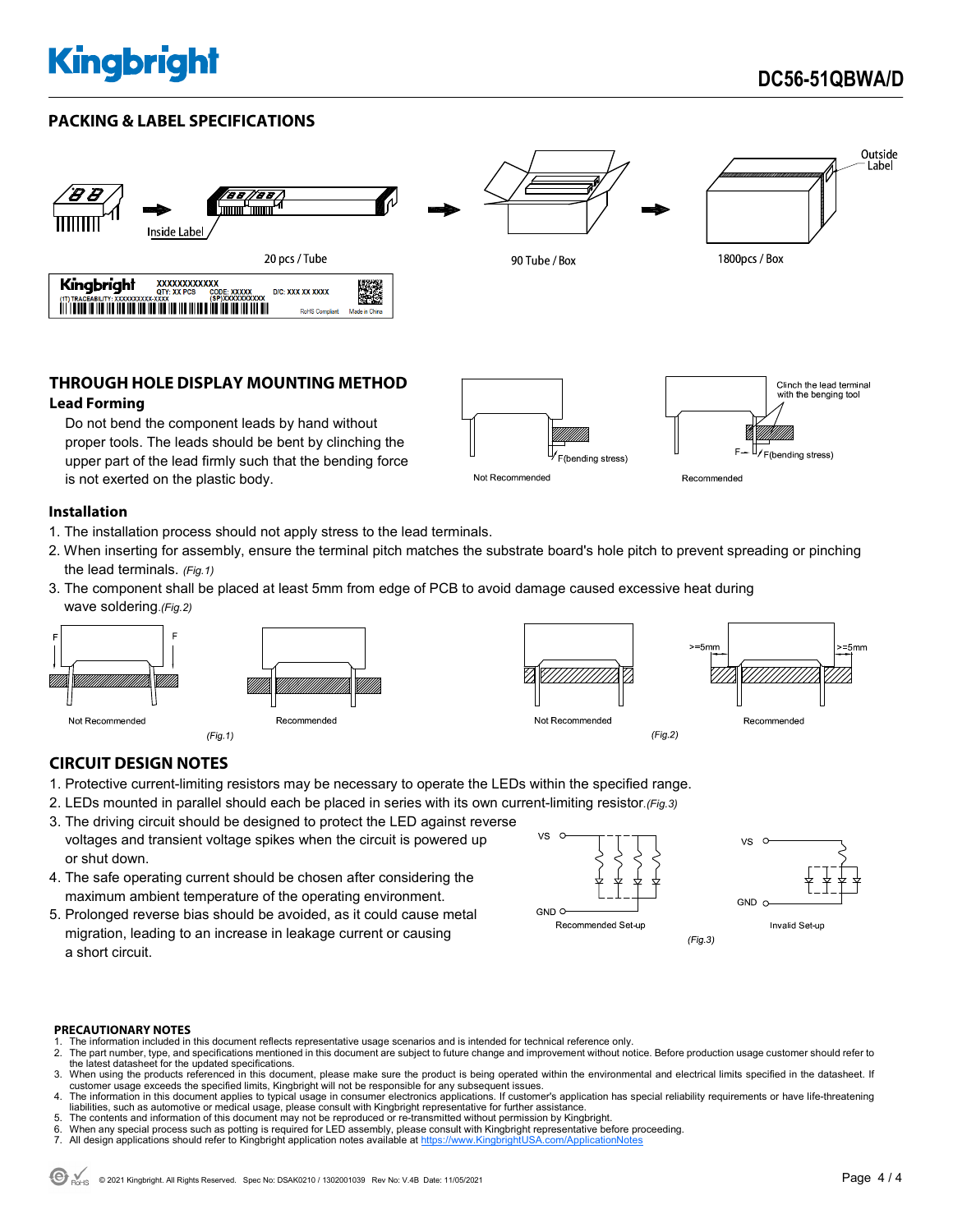## PACKING & LABEL SPECIFICATIONS

Inside Label

20 pcs / Tube

90 Tube / Box

1800pcs / Box

Outside Label

## THROUGH HOLE DISPLAY MOUNTING METHOD

### Lead Forming

Do not bend the component leads by hand without proper tools. The leads should be bent by clinching the upper part of the lead firmly such that the bending force is not exerted on the plastic body.

F(bending stress)
Not Recommended

Clinch the lead terminal with the benging tool
F(bending stress)
Recommended

### Installation

1. The installation process should not apply stress to the lead terminals.
2. When inserting for assembly, ensure the terminal pitch matches the substrate board's hole pitch to prevent spreading or pinching the lead terminals. *(Fig.1)*
3. The component shall be placed at least 5mm from edge of PCB to avoid damage caused excessive heat during wave soldering.*(Fig.2)*

Not Recommended    Recommended
*(Fig.1)*

>=5mm    >=5mm
Not Recommended    Recommended
*(Fig.2)*

## CIRCUIT DESIGN NOTES

1. Protective current-limiting resistors may be necessary to operate the LEDs within the specified range.
2. LEDs mounted in parallel should each be placed in series with its own current-limiting resistor.*(Fig.3)*
3. The driving circuit should be designed to protect the LED against reverse voltages and transient voltage spikes when the circuit is powered up or shut down.
4. The safe operating current should be chosen after considering the maximum ambient temperature of the operating environment.
5. Prolonged reverse bias should be avoided, as it could cause metal migration, leading to an increase in leakage current or causing a short circuit.

VS    GND
Recommended Set-up

VS    GND
Invalid Set-up

*(Fig.3)*

**PRECAUTIONARY NOTES**

1. The information included in this document reflects representative usage scenarios and is intended for technical reference only.
2. The part number, type, and specifications mentioned in this document are subject to future change and improvement without notice. Before production usage customer should refer to the latest datasheet for the updated specifications.
3. When using the products referenced in this document, please make sure the product is being operated within the environmental and electrical limits specified in the datasheet. If customer usage exceeds the specified limits, Kingbright will not be responsible for any subsequent issues.
4. The information in this document applies to typical usage in consumer electronics applications. If customer's application has special reliability requirements or have life-threatening liabilities, such as automotive or medical usage, please consult with Kingbright representative for further assistance.
5. The contents and information of this document may not be reproduced or re-transmitted without permission by Kingbright.
6. When any special process such as potting is required for LED assembly, please consult with Kingbright representative before proceeding.
7. All design applications should refer to Kingbright application notes available at https://www.KingbrightUSA.com/ApplicationNotes

© 2021 Kingbright. All Rights Reserved. Spec No: DSAK0210 / 1302001039 Rev No: V.4B Date: 11/05/2021